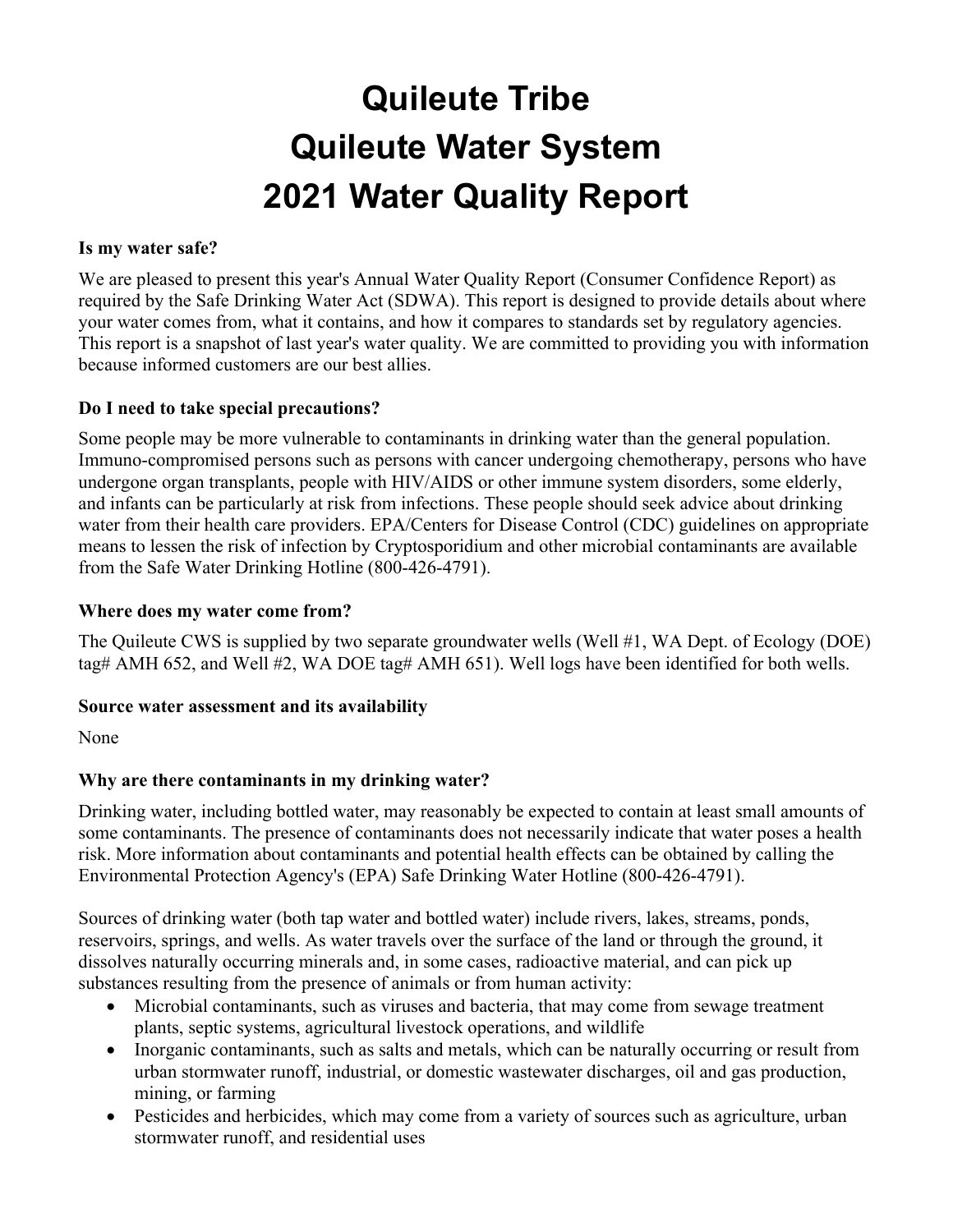# Quileute Tribe
# Quileute Water System
# 2021 Water Quality Report

**Is my water safe?**

We are pleased to present this year's Annual Water Quality Report (Consumer Confidence Report) as required by the Safe Drinking Water Act (SDWA). This report is designed to provide details about where your water comes from, what it contains, and how it compares to standards set by regulatory agencies. This report is a snapshot of last year's water quality. We are committed to providing you with information because informed customers are our best allies.

**Do I need to take special precautions?**

Some people may be more vulnerable to contaminants in drinking water than the general population. Immuno-compromised persons such as persons with cancer undergoing chemotherapy, persons who have undergone organ transplants, people with HIV/AIDS or other immune system disorders, some elderly, and infants can be particularly at risk from infections. These people should seek advice about drinking water from their health care providers. EPA/Centers for Disease Control (CDC) guidelines on appropriate means to lessen the risk of infection by Cryptosporidium and other microbial contaminants are available from the Safe Water Drinking Hotline (800-426-4791).

**Where does my water come from?**

The Quileute CWS is supplied by two separate groundwater wells (Well #1, WA Dept. of Ecology (DOE) tag# AMH 652, and Well #2, WA DOE tag# AMH 651). Well logs have been identified for both wells.

**Source water assessment and its availability**

None

**Why are there contaminants in my drinking water?**

Drinking water, including bottled water, may reasonably be expected to contain at least small amounts of some contaminants. The presence of contaminants does not necessarily indicate that water poses a health risk. More information about contaminants and potential health effects can be obtained by calling the Environmental Protection Agency's (EPA) Safe Drinking Water Hotline (800-426-4791).

Sources of drinking water (both tap water and bottled water) include rivers, lakes, streams, ponds, reservoirs, springs, and wells. As water travels over the surface of the land or through the ground, it dissolves naturally occurring minerals and, in some cases, radioactive material, and can pick up substances resulting from the presence of animals or from human activity:

- Microbial contaminants, such as viruses and bacteria, that may come from sewage treatment plants, septic systems, agricultural livestock operations, and wildlife
- Inorganic contaminants, such as salts and metals, which can be naturally occurring or result from urban stormwater runoff, industrial, or domestic wastewater discharges, oil and gas production, mining, or farming
- Pesticides and herbicides, which may come from a variety of sources such as agriculture, urban stormwater runoff, and residential uses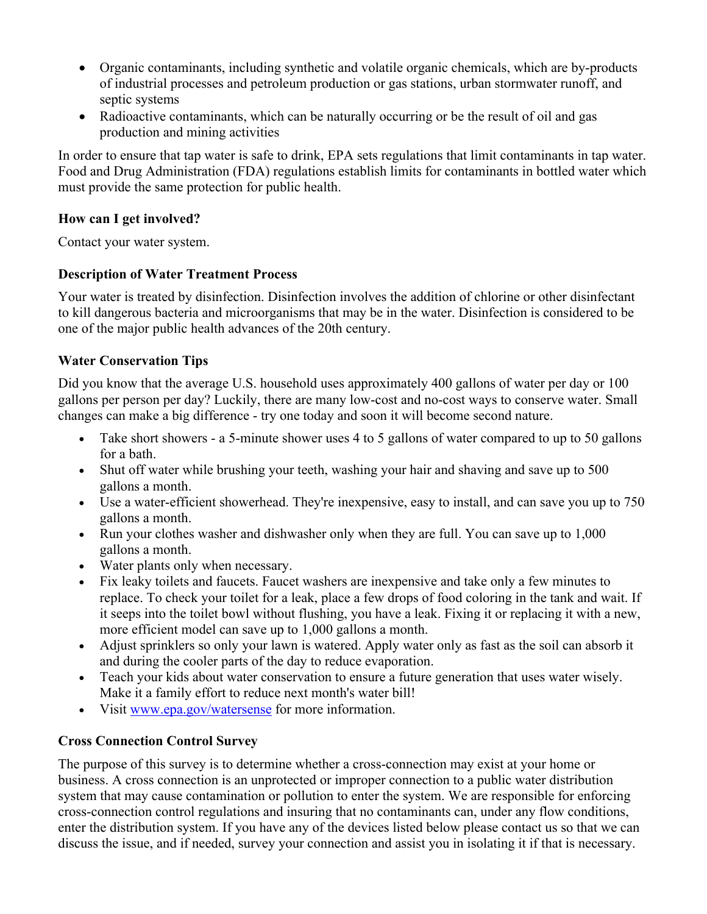- Organic contaminants, including synthetic and volatile organic chemicals, which are by-products of industrial processes and petroleum production or gas stations, urban stormwater runoff, and septic systems
- Radioactive contaminants, which can be naturally occurring or be the result of oil and gas production and mining activities

In order to ensure that tap water is safe to drink, EPA sets regulations that limit contaminants in tap water. Food and Drug Administration (FDA) regulations establish limits for contaminants in bottled water which must provide the same protection for public health.

**How can I get involved?**

Contact your water system.

**Description of Water Treatment Process**

Your water is treated by disinfection. Disinfection involves the addition of chlorine or other disinfectant to kill dangerous bacteria and microorganisms that may be in the water. Disinfection is considered to be one of the major public health advances of the 20th century.

**Water Conservation Tips**

Did you know that the average U.S. household uses approximately 400 gallons of water per day or 100 gallons per person per day? Luckily, there are many low-cost and no-cost ways to conserve water. Small changes can make a big difference - try one today and soon it will become second nature.

- Take short showers - a 5-minute shower uses 4 to 5 gallons of water compared to up to 50 gallons for a bath.
- Shut off water while brushing your teeth, washing your hair and shaving and save up to 500 gallons a month.
- Use a water-efficient showerhead. They're inexpensive, easy to install, and can save you up to 750 gallons a month.
- Run your clothes washer and dishwasher only when they are full. You can save up to 1,000 gallons a month.
- Water plants only when necessary.
- Fix leaky toilets and faucets. Faucet washers are inexpensive and take only a few minutes to replace. To check your toilet for a leak, place a few drops of food coloring in the tank and wait. If it seeps into the toilet bowl without flushing, you have a leak. Fixing it or replacing it with a new, more efficient model can save up to 1,000 gallons a month.
- Adjust sprinklers so only your lawn is watered. Apply water only as fast as the soil can absorb it and during the cooler parts of the day to reduce evaporation.
- Teach your kids about water conservation to ensure a future generation that uses water wisely. Make it a family effort to reduce next month's water bill!
- Visit www.epa.gov/watersense for more information.

**Cross Connection Control Survey**

The purpose of this survey is to determine whether a cross-connection may exist at your home or business. A cross connection is an unprotected or improper connection to a public water distribution system that may cause contamination or pollution to enter the system. We are responsible for enforcing cross-connection control regulations and insuring that no contaminants can, under any flow conditions, enter the distribution system. If you have any of the devices listed below please contact us so that we can discuss the issue, and if needed, survey your connection and assist you in isolating it if that is necessary.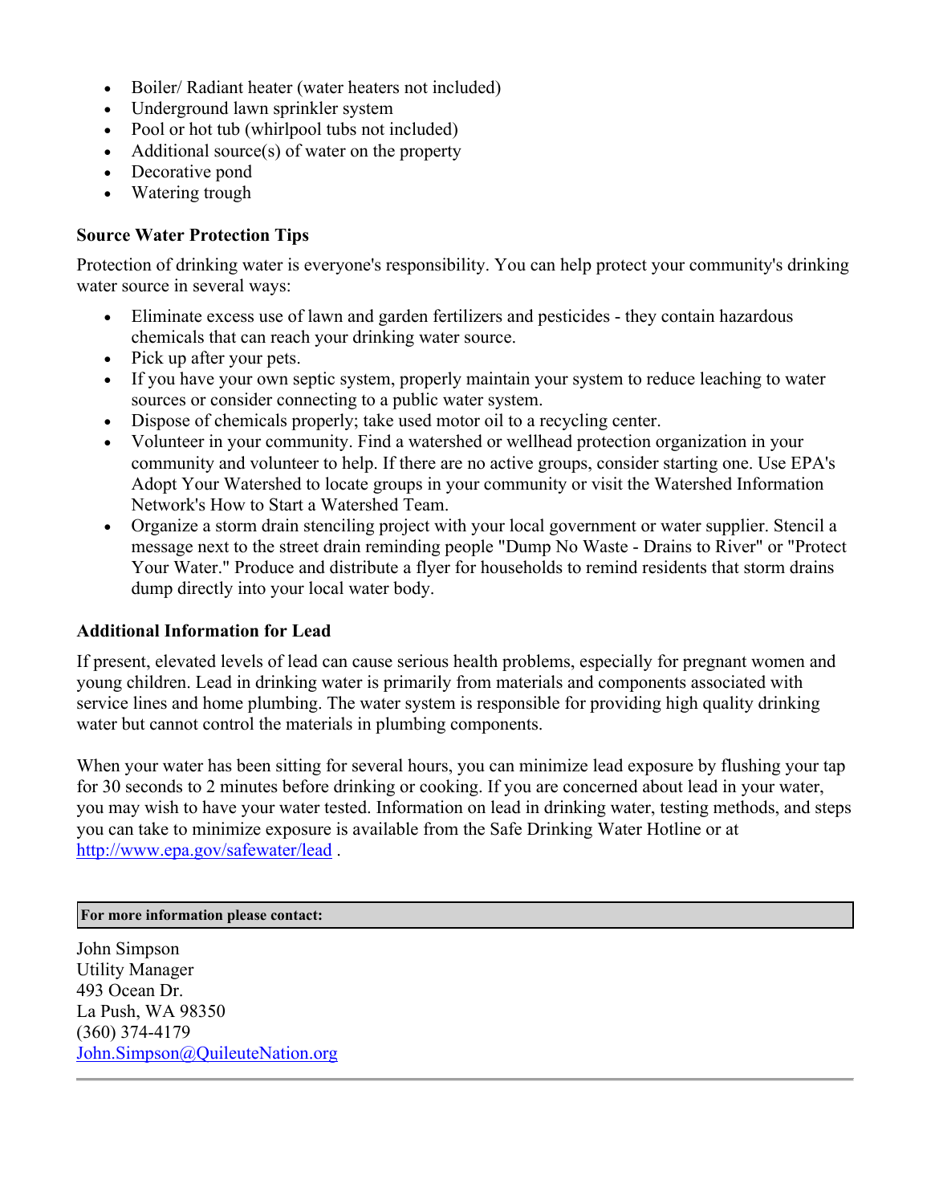- Boiler/ Radiant heater (water heaters not included)
- Underground lawn sprinkler system
- Pool or hot tub (whirlpool tubs not included)
- Additional source(s) of water on the property
- Decorative pond
- Watering trough

**Source Water Protection Tips**

Protection of drinking water is everyone's responsibility. You can help protect your community's drinking water source in several ways:

- Eliminate excess use of lawn and garden fertilizers and pesticides - they contain hazardous chemicals that can reach your drinking water source.
- Pick up after your pets.
- If you have your own septic system, properly maintain your system to reduce leaching to water sources or consider connecting to a public water system.
- Dispose of chemicals properly; take used motor oil to a recycling center.
- Volunteer in your community. Find a watershed or wellhead protection organization in your community and volunteer to help. If there are no active groups, consider starting one. Use EPA's Adopt Your Watershed to locate groups in your community or visit the Watershed Information Network's How to Start a Watershed Team.
- Organize a storm drain stenciling project with your local government or water supplier. Stencil a message next to the street drain reminding people "Dump No Waste - Drains to River" or "Protect Your Water." Produce and distribute a flyer for households to remind residents that storm drains dump directly into your local water body.

**Additional Information for Lead**

If present, elevated levels of lead can cause serious health problems, especially for pregnant women and young children. Lead in drinking water is primarily from materials and components associated with service lines and home plumbing. The water system is responsible for providing high quality drinking water but cannot control the materials in plumbing components.

When your water has been sitting for several hours, you can minimize lead exposure by flushing your tap for 30 seconds to 2 minutes before drinking or cooking. If you are concerned about lead in your water, you may wish to have your water tested. Information on lead in drinking water, testing methods, and steps you can take to minimize exposure is available from the Safe Drinking Water Hotline or at http://www.epa.gov/safewater/lead .

**For more information please contact:**

John Simpson
Utility Manager
493 Ocean Dr.
La Push, WA 98350
(360) 374-4179
John.Simpson@QuileuteNation.org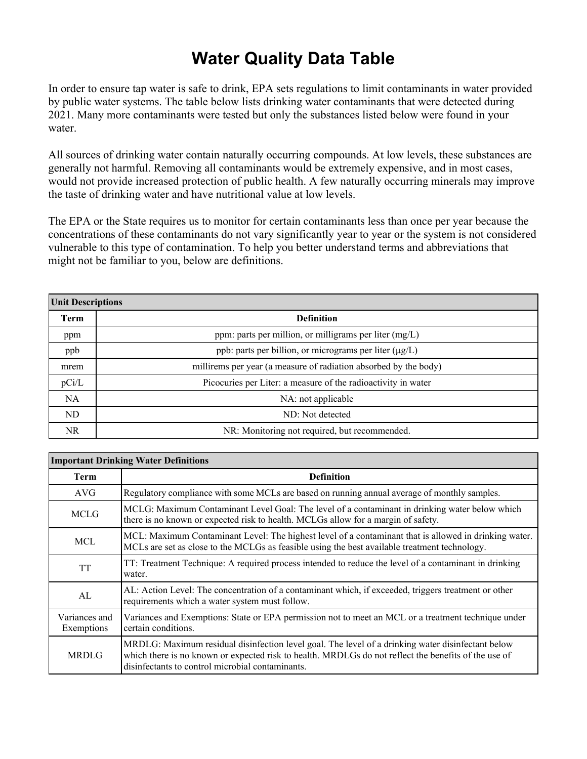# Water Quality Data Table

In order to ensure tap water is safe to drink, EPA sets regulations to limit contaminants in water provided by public water systems. The table below lists drinking water contaminants that were detected during 2021. Many more contaminants were tested but only the substances listed below were found in your water.

All sources of drinking water contain naturally occurring compounds. At low levels, these substances are generally not harmful. Removing all contaminants would be extremely expensive, and in most cases, would not provide increased protection of public health. A few naturally occurring minerals may improve the taste of drinking water and have nutritional value at low levels.

The EPA or the State requires us to monitor for certain contaminants less than once per year because the concentrations of these contaminants do not vary significantly year to year or the system is not considered vulnerable to this type of contamination. To help you better understand terms and abbreviations that might not be familiar to you, below are definitions.

| **Unit Descriptions** | |
|---|---|
| **Term** | **Definition** |
| ppm | ppm: parts per million, or milligrams per liter (mg/L) |
| ppb | ppb: parts per billion, or micrograms per liter (µg/L) |
| mrem | millirems per year (a measure of radiation absorbed by the body) |
| pCi/L | Picocuries per Liter: a measure of the radioactivity in water |
| NA | NA: not applicable |
| ND | ND: Not detected |
| NR | NR: Monitoring not required, but recommended. |

| **Important Drinking Water Definitions** | |
|---|---|
| **Term** | **Definition** |
| AVG | Regulatory compliance with some MCLs are based on running annual average of monthly samples. |
| MCLG | MCLG: Maximum Contaminant Level Goal: The level of a contaminant in drinking water below which there is no known or expected risk to health. MCLGs allow for a margin of safety. |
| MCL | MCL: Maximum Contaminant Level: The highest level of a contaminant that is allowed in drinking water. MCLs are set as close to the MCLGs as feasible using the best available treatment technology. |
| TT | TT: Treatment Technique: A required process intended to reduce the level of a contaminant in drinking water. |
| AL | AL: Action Level: The concentration of a contaminant which, if exceeded, triggers treatment or other requirements which a water system must follow. |
| Variances and Exemptions | Variances and Exemptions: State or EPA permission not to meet an MCL or a treatment technique under certain conditions. |
| MRDLG | MRDLG: Maximum residual disinfection level goal. The level of a drinking water disinfectant below which there is no known or expected risk to health. MRDLGs do not reflect the benefits of the use of disinfectants to control microbial contaminants. |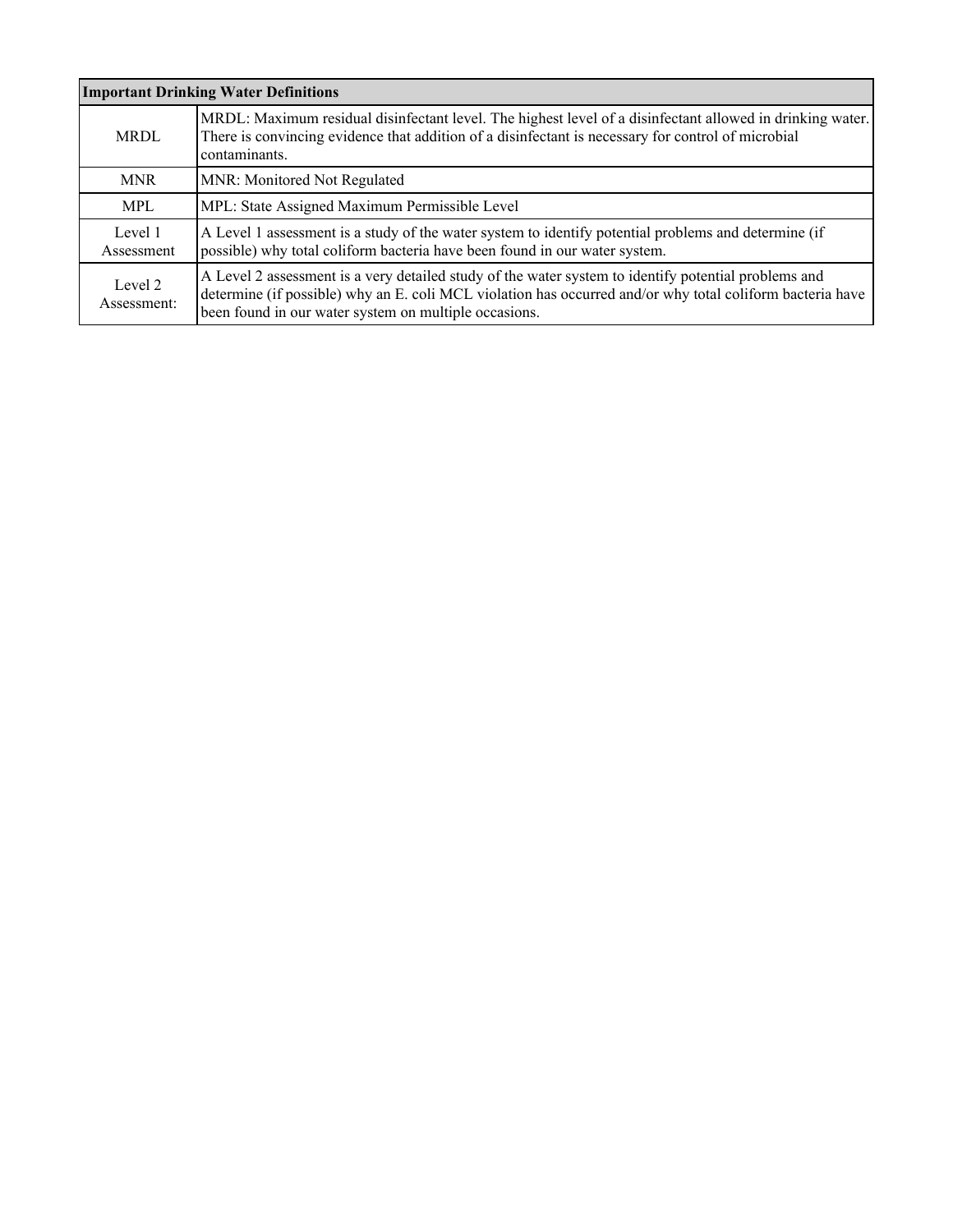| Important Drinking Water Definitions | |
|---|---|
| MRDL | MRDL: Maximum residual disinfectant level. The highest level of a disinfectant allowed in drinking water. There is convincing evidence that addition of a disinfectant is necessary for control of microbial contaminants. |
| MNR | MNR: Monitored Not Regulated |
| MPL | MPL: State Assigned Maximum Permissible Level |
| Level 1 Assessment | A Level 1 assessment is a study of the water system to identify potential problems and determine (if possible) why total coliform bacteria have been found in our water system. |
| Level 2 Assessment: | A Level 2 assessment is a very detailed study of the water system to identify potential problems and determine (if possible) why an E. coli MCL violation has occurred and/or why total coliform bacteria have been found in our water system on multiple occasions. |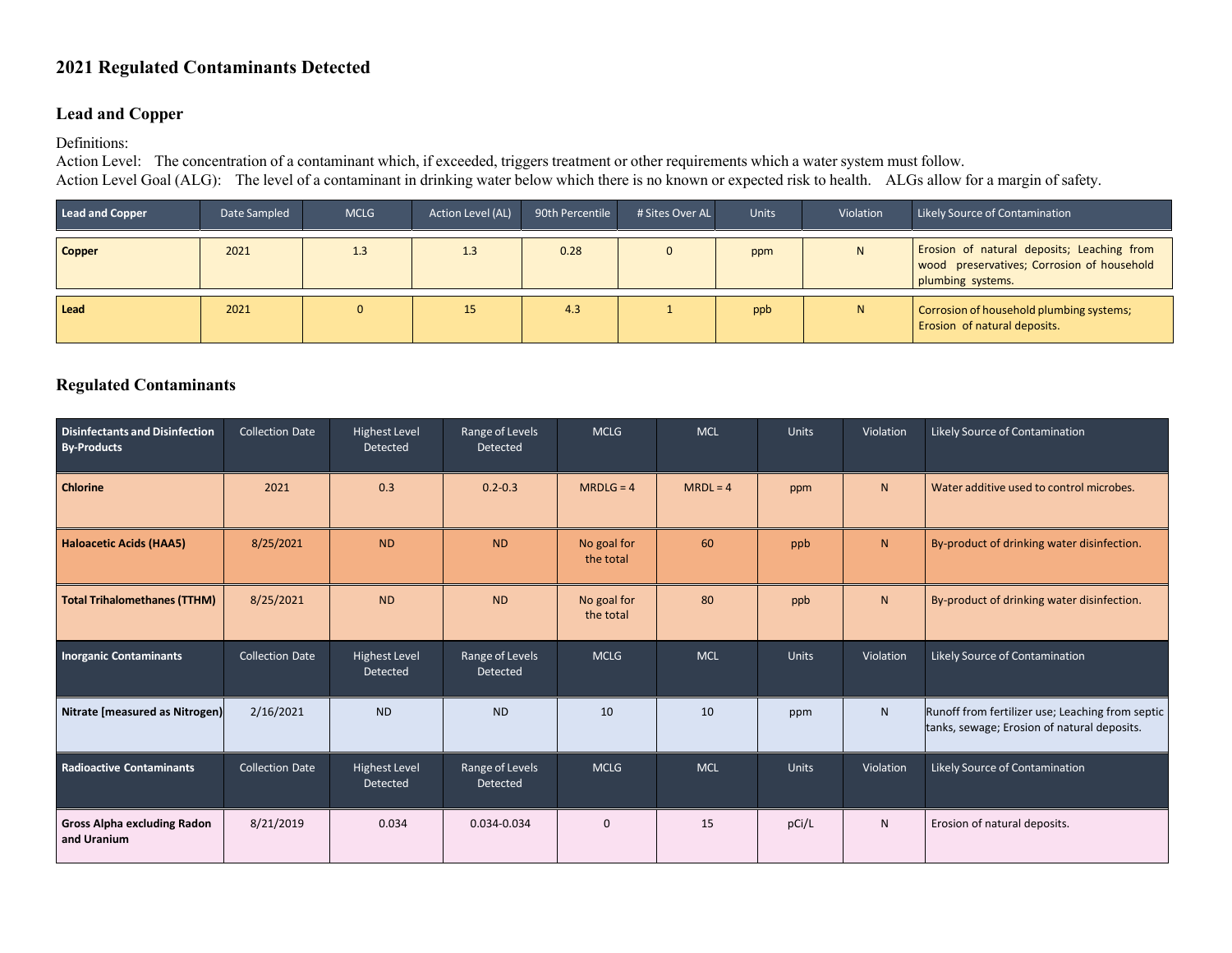# 2021 Regulated Contaminants Detected

## Lead and Copper

Definitions:
Action Level: The concentration of a contaminant which, if exceeded, triggers treatment or other requirements which a water system must follow.
Action Level Goal (ALG): The level of a contaminant in drinking water below which there is no known or expected risk to health. ALGs allow for a margin of safety.

| Lead and Copper | Date Sampled | MCLG | Action Level (AL) | 90th Percentile | # Sites Over AL | Units | Violation | Likely Source of Contamination |
|---|---|---|---|---|---|---|---|---|
| **Copper** | 2021 | 1.3 | 1.3 | 0.28 | 0 | ppm | N | Erosion of natural deposits; Leaching from wood preservatives; Corrosion of household plumbing systems. |
| **Lead** | 2021 | 0 | 15 | 4.3 | 1 | ppb | N | Corrosion of household plumbing systems; Erosion of natural deposits. |

## Regulated Contaminants

| Disinfectants and Disinfection By-Products | Collection Date | Highest Level Detected | Range of Levels Detected | MCLG | MCL | Units | Violation | Likely Source of Contamination |
|---|---|---|---|---|---|---|---|---|
| **Chlorine** | 2021 | 0.3 | 0.2-0.3 | MRDLG = 4 | MRDL = 4 | ppm | N | Water additive used to control microbes. |
| **Haloacetic Acids (HAA5)** | 8/25/2021 | ND | ND | No goal for the total | 60 | ppb | N | By-product of drinking water disinfection. |
| **Total Trihalomethanes (TTHM)** | 8/25/2021 | ND | ND | No goal for the total | 80 | ppb | N | By-product of drinking water disinfection. |
| **Inorganic Contaminants** | **Collection Date** | **Highest Level Detected** | **Range of Levels Detected** | **MCLG** | **MCL** | **Units** | **Violation** | **Likely Source of Contamination** |
| **Nitrate [measured as Nitrogen]** | 2/16/2021 | ND | ND | 10 | 10 | ppm | N | Runoff from fertilizer use; Leaching from septic tanks, sewage; Erosion of natural deposits. |
| **Radioactive Contaminants** | **Collection Date** | **Highest Level Detected** | **Range of Levels Detected** | **MCLG** | **MCL** | **Units** | **Violation** | **Likely Source of Contamination** |
| **Gross Alpha excluding Radon and Uranium** | 8/21/2019 | 0.034 | 0.034-0.034 | 0 | 15 | pCi/L | N | Erosion of natural deposits. |